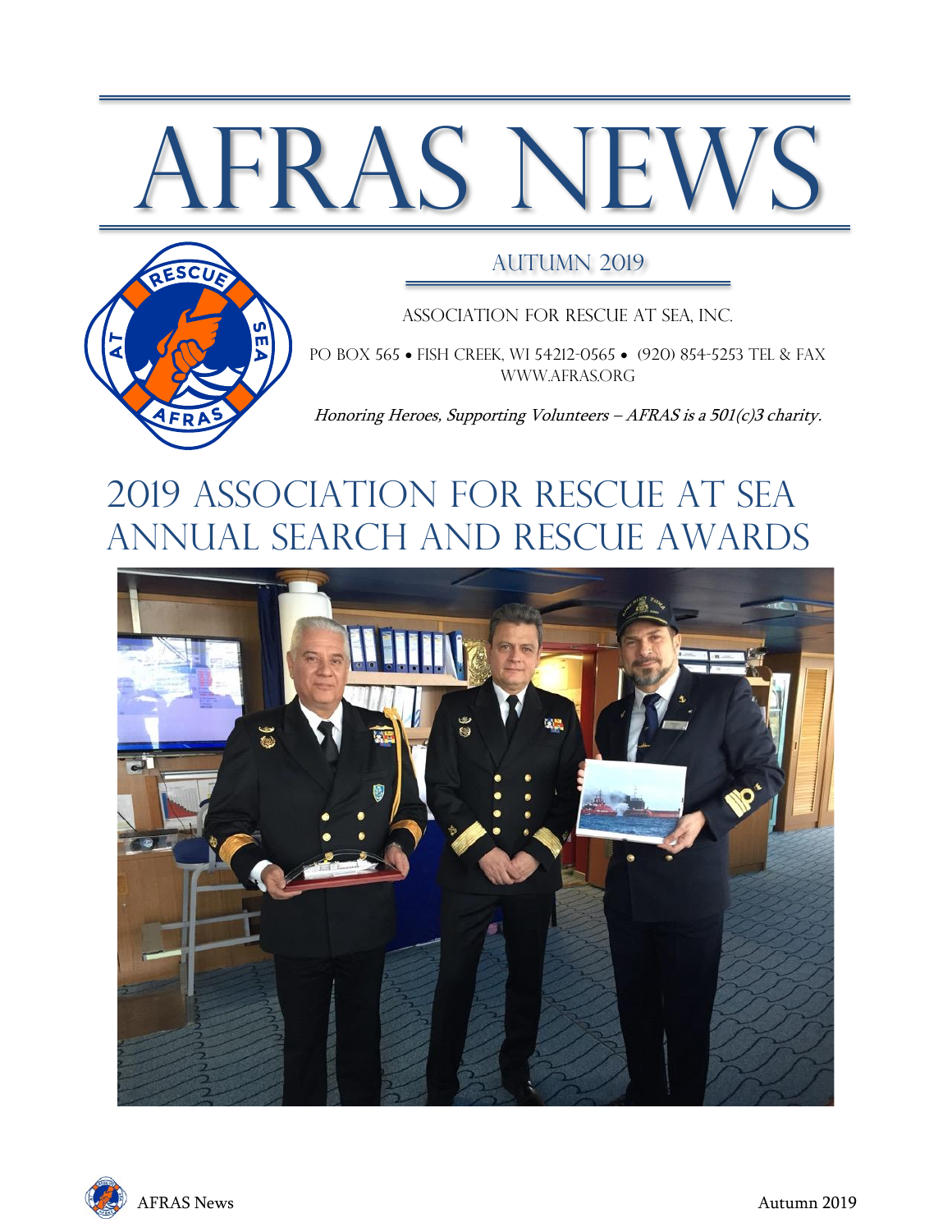# AFRAS NEWS

## Autumn 2019

ASSOCIATION FOR RESCUE AT SEA, INC.

PO BOX 565 • FISH CREEK, WI 54212-0565 • (920) 854-5253 TEL & FAX
WWW.AFRAS.ORG

*Honoring Heroes, Supporting Volunteers – AFRAS is a 501(c)3 charity.*

# 2019 Association for Rescue at Sea Annual Search and Rescue Awards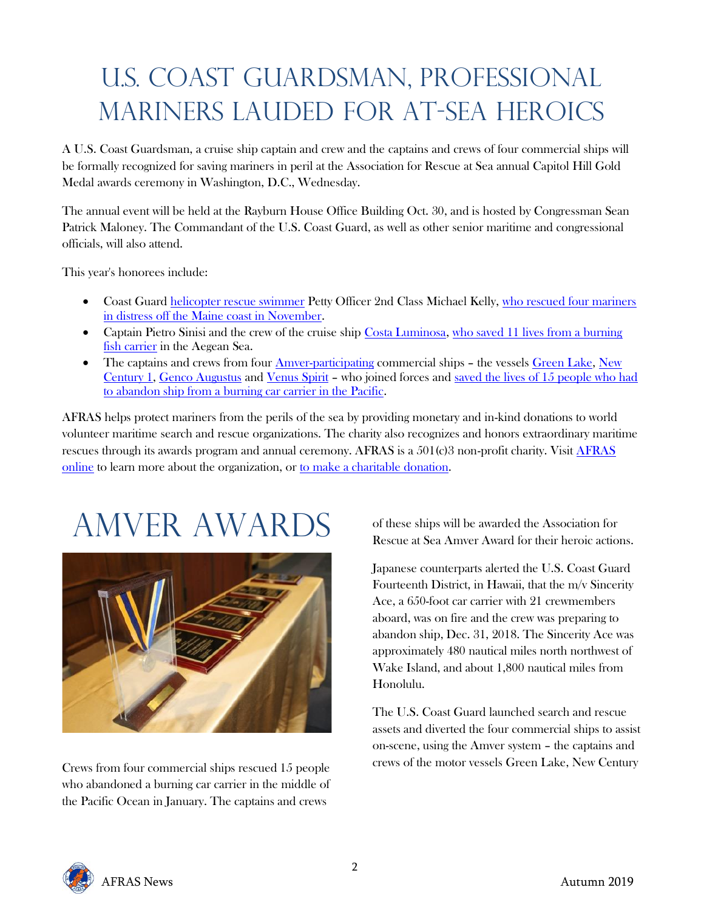# U.S. Coast Guardsman, Professional Mariners Lauded for At-Sea Heroics

A U.S. Coast Guardsman, a cruise ship captain and crew and the captains and crews of four commercial ships will be formally recognized for saving mariners in peril at the Association for Rescue at Sea annual Capitol Hill Gold Medal awards ceremony in Washington, D.C., Wednesday.

The annual event will be held at the Rayburn House Office Building Oct. 30, and is hosted by Congressman Sean Patrick Maloney. The Commandant of the U.S. Coast Guard, as well as other senior maritime and congressional officials, will also attend.

This year's honorees include:

- Coast Guard helicopter rescue swimmer Petty Officer 2nd Class Michael Kelly, who rescued four mariners in distress off the Maine coast in November.
- Captain Pietro Sinisi and the crew of the cruise ship Costa Luminosa, who saved 11 lives from a burning fish carrier in the Aegean Sea.
- The captains and crews from four Amver-participating commercial ships – the vessels Green Lake, New Century 1, Genco Augustus and Venus Spirit – who joined forces and saved the lives of 15 people who had to abandon ship from a burning car carrier in the Pacific.

AFRAS helps protect mariners from the perils of the sea by providing monetary and in-kind donations to world volunteer maritime search and rescue organizations. The charity also recognizes and honors extraordinary maritime rescues through its awards program and annual ceremony. AFRAS is a 501(c)3 non-profit charity. Visit AFRAS online to learn more about the organization, or to make a charitable donation.

# Amver Awards

Crews from four commercial ships rescued 15 people who abandoned a burning car carrier in the middle of the Pacific Ocean in January. The captains and crews of these ships will be awarded the Association for Rescue at Sea Amver Award for their heroic actions.

Japanese counterparts alerted the U.S. Coast Guard Fourteenth District, in Hawaii, that the m/v Sincerity Ace, a 650-foot car carrier with 21 crewmembers aboard, was on fire and the crew was preparing to abandon ship, Dec. 31, 2018. The Sincerity Ace was approximately 480 nautical miles north northwest of Wake Island, and about 1,800 nautical miles from Honolulu.

The U.S. Coast Guard launched search and rescue assets and diverted the four commercial ships to assist on-scene, using the Amver system – the captains and crews of the motor vessels Green Lake, New Century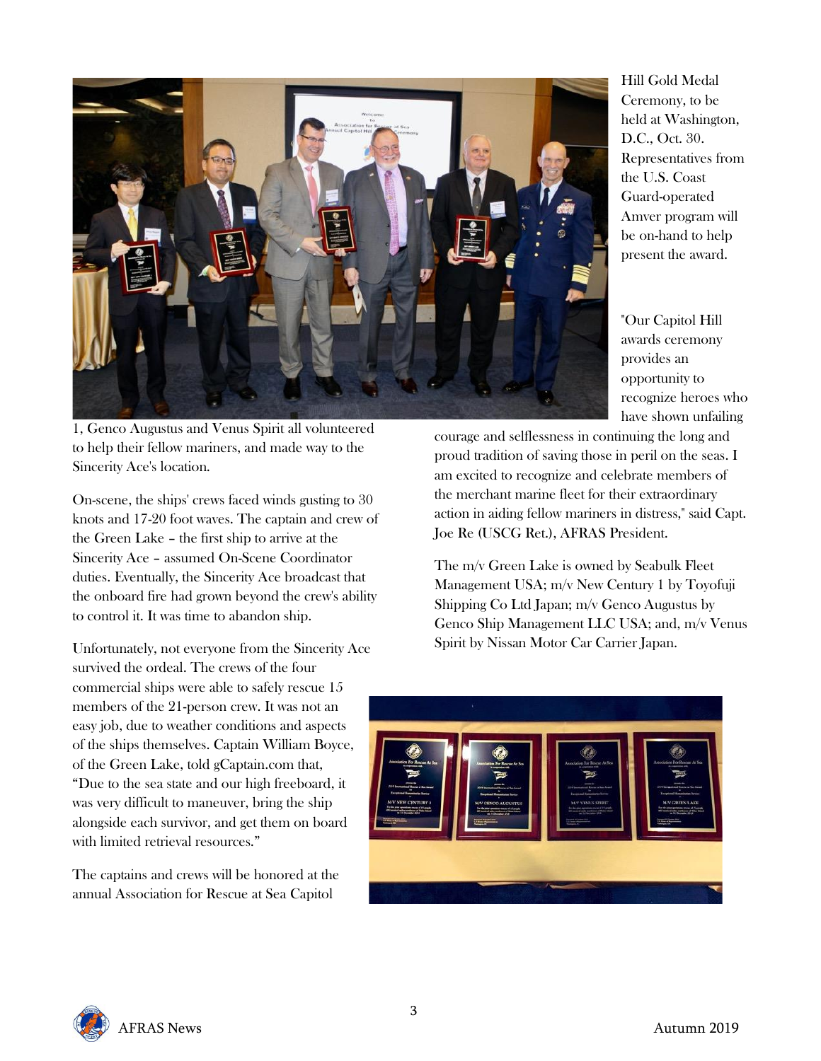1, Genco Augustus and Venus Spirit all volunteered to help their fellow mariners, and made way to the Sincerity Ace's location.

On-scene, the ships' crews faced winds gusting to 30 knots and 17-20 foot waves. The captain and crew of the Green Lake – the first ship to arrive at the Sincerity Ace – assumed On-Scene Coordinator duties. Eventually, the Sincerity Ace broadcast that the onboard fire had grown beyond the crew's ability to control it. It was time to abandon ship.

Unfortunately, not everyone from the Sincerity Ace survived the ordeal. The crews of the four commercial ships were able to safely rescue 15 members of the 21-person crew. It was not an easy job, due to weather conditions and aspects of the ships themselves. Captain William Boyce, of the Green Lake, told gCaptain.com that, "Due to the sea state and our high freeboard, it was very difficult to maneuver, bring the ship alongside each survivor, and get them on board with limited retrieval resources."

The captains and crews will be honored at the annual Association for Rescue at Sea Capitol Hill Gold Medal Ceremony, to be held at Washington, D.C., Oct. 30. Representatives from the U.S. Coast Guard-operated Amver program will be on-hand to help present the award.

"Our Capitol Hill awards ceremony provides an opportunity to recognize heroes who have shown unfailing courage and selflessness in continuing the long and proud tradition of saving those in peril on the seas. I am excited to recognize and celebrate members of the merchant marine fleet for their extraordinary action in aiding fellow mariners in distress," said Capt. Joe Re (USCG Ret.), AFRAS President.

The m/v Green Lake is owned by Seabulk Fleet Management USA; m/v New Century 1 by Toyofuji Shipping Co Ltd Japan; m/v Genco Augustus by Genco Ship Management LLC USA; and, m/v Venus Spirit by Nissan Motor Car Carrier Japan.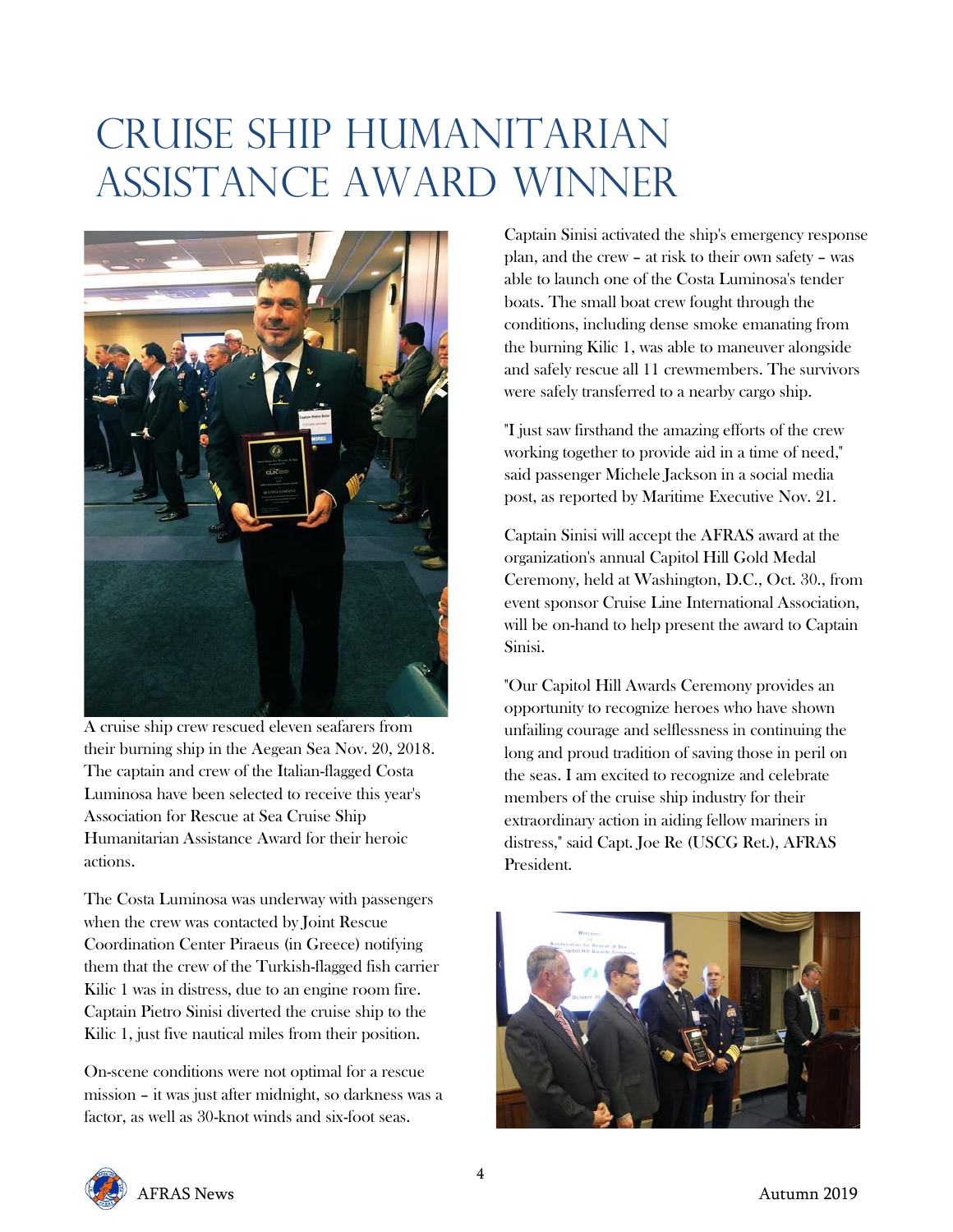# Cruise Ship Humanitarian Assistance Award Winner

A cruise ship crew rescued eleven seafarers from their burning ship in the Aegean Sea Nov. 20, 2018. The captain and crew of the Italian-flagged Costa Luminosa have been selected to receive this year's Association for Rescue at Sea Cruise Ship Humanitarian Assistance Award for their heroic actions.

The Costa Luminosa was underway with passengers when the crew was contacted by Joint Rescue Coordination Center Piraeus (in Greece) notifying them that the crew of the Turkish-flagged fish carrier Kilic 1 was in distress, due to an engine room fire. Captain Pietro Sinisi diverted the cruise ship to the Kilic 1, just five nautical miles from their position.

On-scene conditions were not optimal for a rescue mission – it was just after midnight, so darkness was a factor, as well as 30-knot winds and six-foot seas.

Captain Sinisi activated the ship's emergency response plan, and the crew – at risk to their own safety – was able to launch one of the Costa Luminosa's tender boats. The small boat crew fought through the conditions, including dense smoke emanating from the burning Kilic 1, was able to maneuver alongside and safely rescue all 11 crewmembers. The survivors were safely transferred to a nearby cargo ship.

"I just saw firsthand the amazing efforts of the crew working together to provide aid in a time of need," said passenger Michele Jackson in a social media post, as reported by Maritime Executive Nov. 21.

Captain Sinisi will accept the AFRAS award at the organization's annual Capitol Hill Gold Medal Ceremony, held at Washington, D.C., Oct. 30., from event sponsor Cruise Line International Association, will be on-hand to help present the award to Captain Sinisi.

"Our Capitol Hill Awards Ceremony provides an opportunity to recognize heroes who have shown unfailing courage and selflessness in continuing the long and proud tradition of saving those in peril on the seas. I am excited to recognize and celebrate members of the cruise ship industry for their extraordinary action in aiding fellow mariners in distress," said Capt. Joe Re (USCG Ret.), AFRAS President.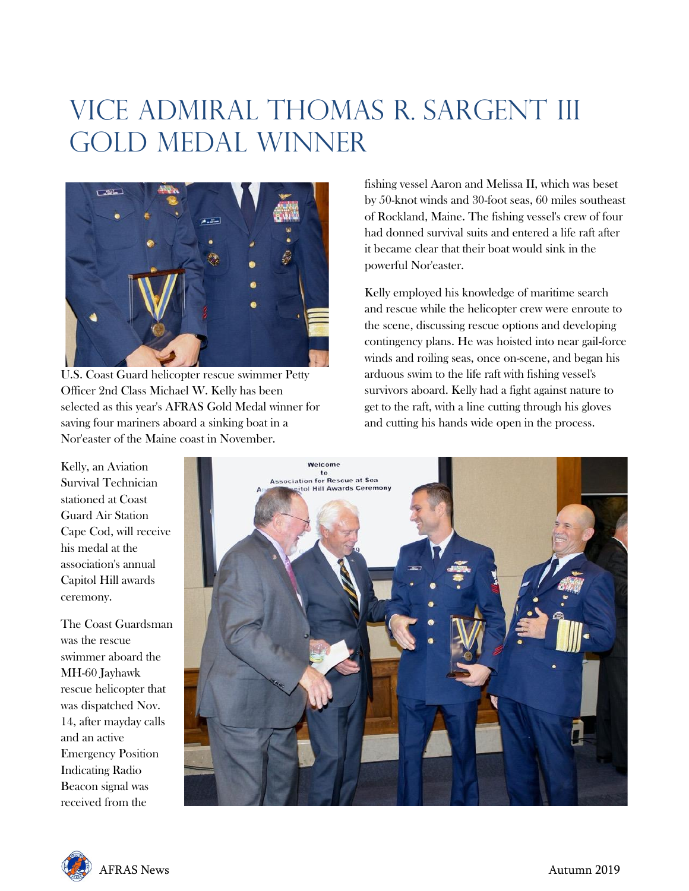# Vice Admiral Thomas R. Sargent III Gold Medal Winner

U.S. Coast Guard helicopter rescue swimmer Petty Officer 2nd Class Michael W. Kelly has been selected as this year's AFRAS Gold Medal winner for saving four mariners aboard a sinking boat in a Nor'easter of the Maine coast in November.

Kelly, an Aviation Survival Technician stationed at Coast Guard Air Station Cape Cod, will receive his medal at the association's annual Capitol Hill awards ceremony.

The Coast Guardsman was the rescue swimmer aboard the MH-60 Jayhawk rescue helicopter that was dispatched Nov. 14, after mayday calls and an active Emergency Position Indicating Radio Beacon signal was received from the fishing vessel Aaron and Melissa II, which was beset by 50-knot winds and 30-foot seas, 60 miles southeast of Rockland, Maine. The fishing vessel's crew of four had donned survival suits and entered a life raft after it became clear that their boat would sink in the powerful Nor'easter.

Kelly employed his knowledge of maritime search and rescue while the helicopter crew were enroute to the scene, discussing rescue options and developing contingency plans. He was hoisted into near gail-force winds and roiling seas, once on-scene, and began his arduous swim to the life raft with fishing vessel's survivors aboard. Kelly had a fight against nature to get to the raft, with a line cutting through his gloves and cutting his hands wide open in the process.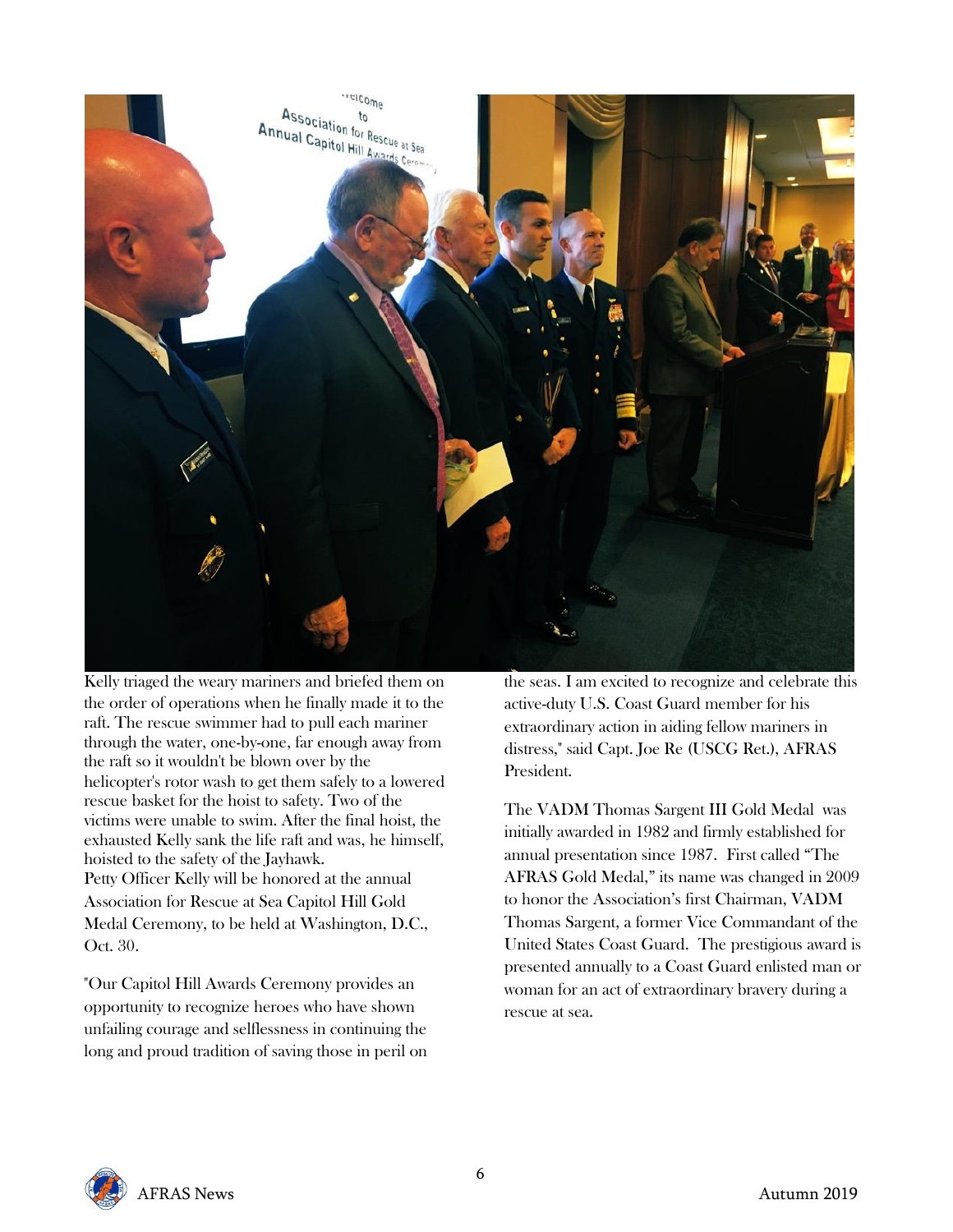Kelly triaged the weary mariners and briefed them on the order of operations when he finally made it to the raft. The rescue swimmer had to pull each mariner through the water, one-by-one, far enough away from the raft so it wouldn't be blown over by the helicopter's rotor wash to get them safely to a lowered rescue basket for the hoist to safety. Two of the victims were unable to swim. After the final hoist, the exhausted Kelly sank the life raft and was, he himself, hoisted to the safety of the Jayhawk.

Petty Officer Kelly will be honored at the annual Association for Rescue at Sea Capitol Hill Gold Medal Ceremony, to be held at Washington, D.C., Oct. 30.

"Our Capitol Hill Awards Ceremony provides an opportunity to recognize heroes who have shown unfailing courage and selflessness in continuing the long and proud tradition of saving those in peril on the seas. I am excited to recognize and celebrate this active-duty U.S. Coast Guard member for his extraordinary action in aiding fellow mariners in distress," said Capt. Joe Re (USCG Ret.), AFRAS President.

The VADM Thomas Sargent III Gold Medal was initially awarded in 1982 and firmly established for annual presentation since 1987. First called "The AFRAS Gold Medal," its name was changed in 2009 to honor the Association's first Chairman, VADM Thomas Sargent, a former Vice Commandant of the United States Coast Guard. The prestigious award is presented annually to a Coast Guard enlisted man or woman for an act of extraordinary bravery during a rescue at sea.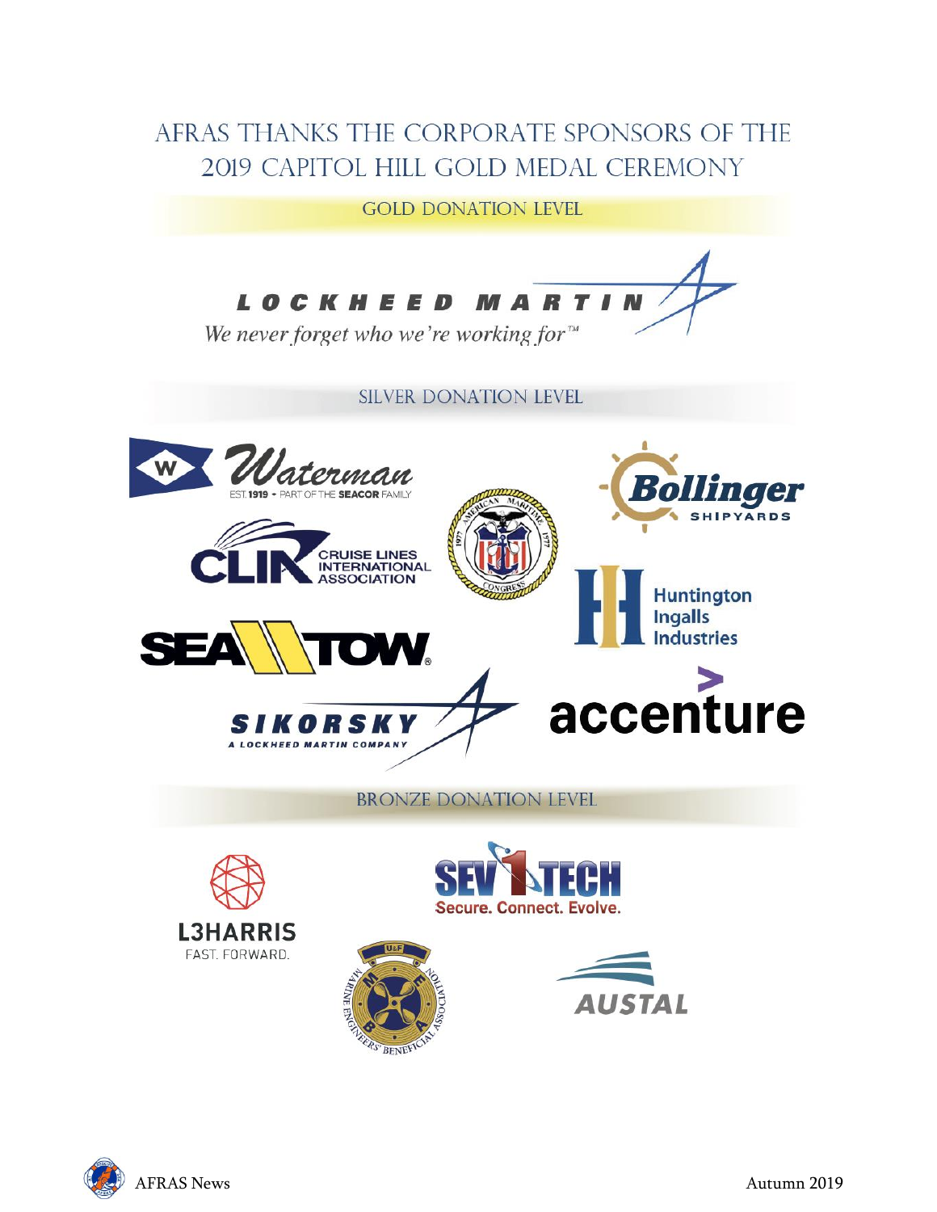# AFRAS Thanks the Corporate Sponsors of the 2019 Capitol Hill Gold Medal Ceremony

## Gold Donation Level

LOCKHEED MARTIN

*We never forget who we're working for™*

## Silver Donation Level

Waterman
EST. 1919 • PART OF THE SEACOR FAMILY

Bollinger SHIPYARDS

CLIA CRUISE LINES INTERNATIONAL ASSOCIATION

American Maritime Congress 1977

Huntington Ingalls Industries

SEA TOW

SIKORSKY
A LOCKHEED MARTIN COMPANY

accenture

## Bronze Donation Level

L3HARRIS
FAST. FORWARD.

SEV1TECH
Secure. Connect. Evolve.

Marine Engineers' Beneficial Association

AUSTAL